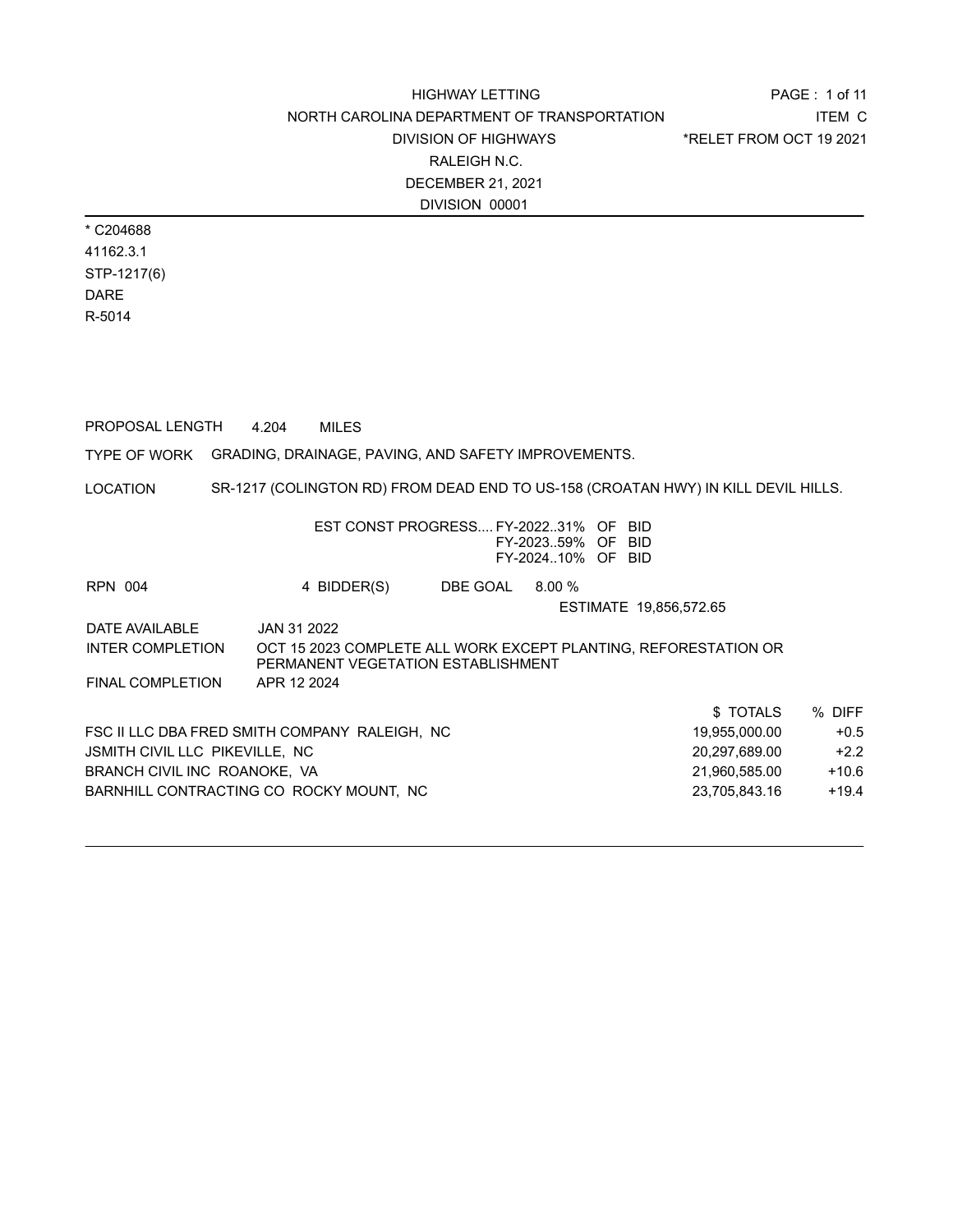HIGHWAY LETTING
NORTH CAROLINA DEPARTMENT OF TRANSPORTATION
DIVISION OF HIGHWAYS
RALEIGH N.C.
DECEMBER 21, 2021
DIVISION 00001

ITEM C
*RELET FROM OCT 19 2021

---

* C204688
41162.3.1
STP-1217(6)
DARE
R-5014

PROPOSAL LENGTH 4.204 MILES

TYPE OF WORK GRADING, DRAINAGE, PAVING, AND SAFETY IMPROVEMENTS.

LOCATION SR-1217 (COLINGTON RD) FROM DEAD END TO US-158 (CROATAN HWY) IN KILL DEVIL HILLS.

EST CONST PROGRESS.... FY-2022..31% OF BID
FY-2023..59% OF BID
FY-2024..10% OF BID

RPN 004 4 BIDDER(S) DBE GOAL 8.00 %

ESTIMATE 19,856,572.65

DATE AVAILABLE JAN 31 2022

INTER COMPLETION OCT 15 2023 COMPLETE ALL WORK EXCEPT PLANTING, REFORESTATION OR PERMANENT VEGETATION ESTABLISHMENT

FINAL COMPLETION APR 12 2024

| | $ TOTALS | % DIFF |
|---|---|---|
| FSC II LLC DBA FRED SMITH COMPANY RALEIGH, NC | 19,955,000.00 | +0.5 |
| JSMITH CIVIL LLC PIKEVILLE, NC | 20,297,689.00 | +2.2 |
| BRANCH CIVIL INC ROANOKE, VA | 21,960,585.00 | +10.6 |
| BARNHILL CONTRACTING CO ROCKY MOUNT, NC | 23,705,843.16 | +19.4 |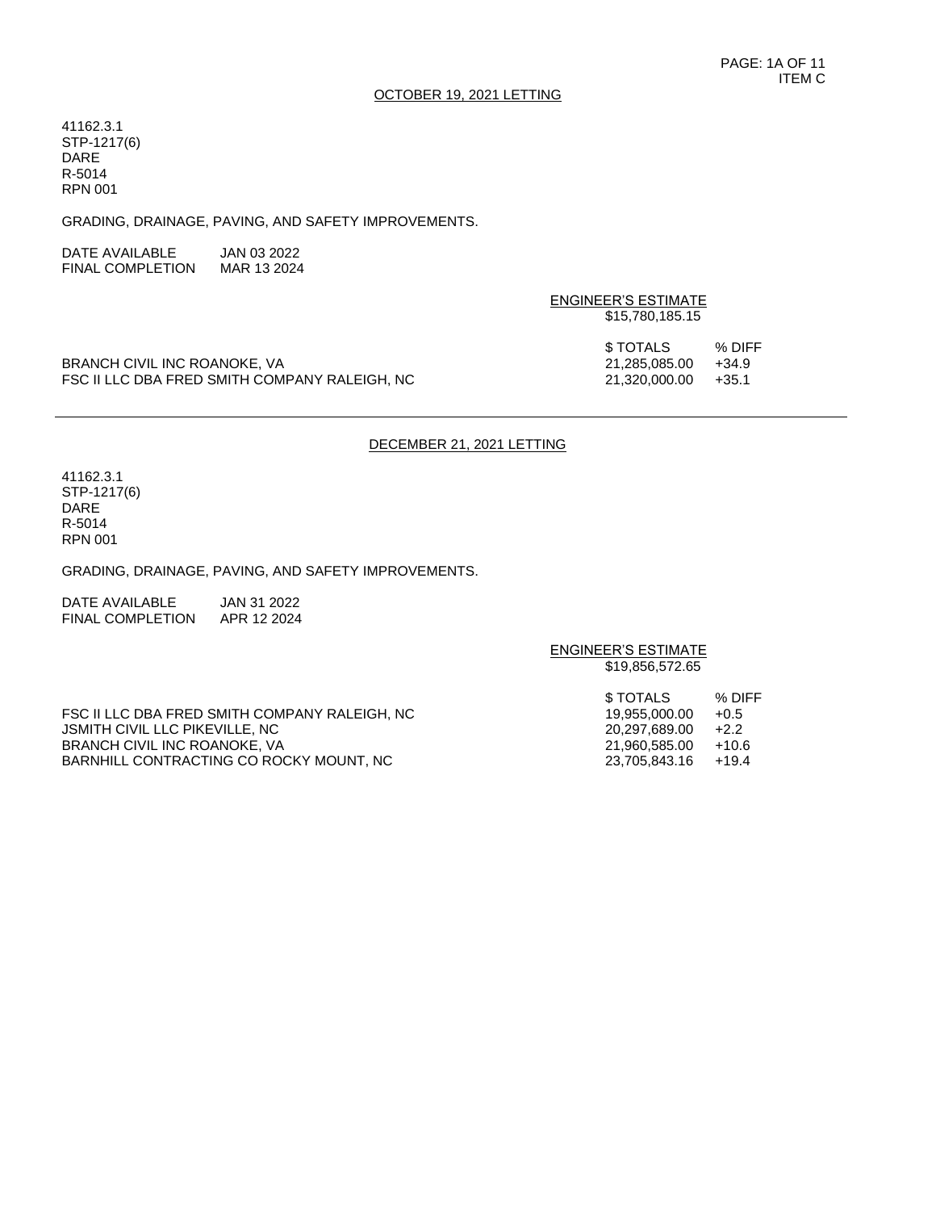## OCTOBER 19, 2021 LETTING

41162.3.1
STP-1217(6)
DARE
R-5014
RPN 001

GRADING, DRAINAGE, PAVING, AND SAFETY IMPROVEMENTS.

DATE AVAILABLE JAN 03 2022
FINAL COMPLETION MAR 13 2024

ENGINEER'S ESTIMATE
$15,780,185.15

| | $ TOTALS | % DIFF |
|---|---|---|
| BRANCH CIVIL INC ROANOKE, VA | 21,285,085.00 | +34.9 |
| FSC II LLC DBA FRED SMITH COMPANY RALEIGH, NC | 21,320,000.00 | +35.1 |

---

## DECEMBER 21, 2021 LETTING

41162.3.1
STP-1217(6)
DARE
R-5014
RPN 001

GRADING, DRAINAGE, PAVING, AND SAFETY IMPROVEMENTS.

DATE AVAILABLE JAN 31 2022
FINAL COMPLETION APR 12 2024

ENGINEER'S ESTIMATE
$19,856,572.65

| | $ TOTALS | % DIFF |
|---|---|---|
| FSC II LLC DBA FRED SMITH COMPANY RALEIGH, NC | 19,955,000.00 | +0.5 |
| JSMITH CIVIL LLC PIKEVILLE, NC | 20,297,689.00 | +2.2 |
| BRANCH CIVIL INC ROANOKE, VA | 21,960,585.00 | +10.6 |
| BARNHILL CONTRACTING CO ROCKY MOUNT, NC | 23,705,843.16 | +19.4 |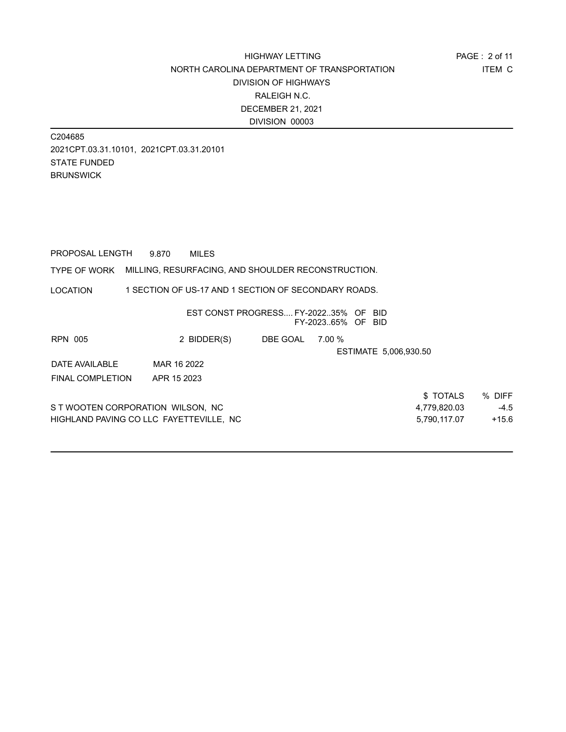HIGHWAY LETTING
NORTH CAROLINA DEPARTMENT OF TRANSPORTATION
DIVISION OF HIGHWAYS
RALEIGH N.C.
DECEMBER 21, 2021
DIVISION 00003

ITEM C

C204685
2021CPT.03.31.10101, 2021CPT.03.31.20101
STATE FUNDED
BRUNSWICK

PROPOSAL LENGTH 9.870 MILES

TYPE OF WORK MILLING, RESURFACING, AND SHOULDER RECONSTRUCTION.

LOCATION 1 SECTION OF US-17 AND 1 SECTION OF SECONDARY ROADS.

EST CONST PROGRESS.... FY-2022..35% OF BID
FY-2023..65% OF BID

RPN 005 2 BIDDER(S) DBE GOAL 7.00 %

ESTIMATE 5,006,930.50

DATE AVAILABLE MAR 16 2022

FINAL COMPLETION APR 15 2023

| | $ TOTALS | % DIFF |
|---|---|---|
| S T WOOTEN CORPORATION WILSON, NC | 4,779,820.03 | -4.5 |
| HIGHLAND PAVING CO LLC FAYETTEVILLE, NC | 5,790,117.07 | +15.6 |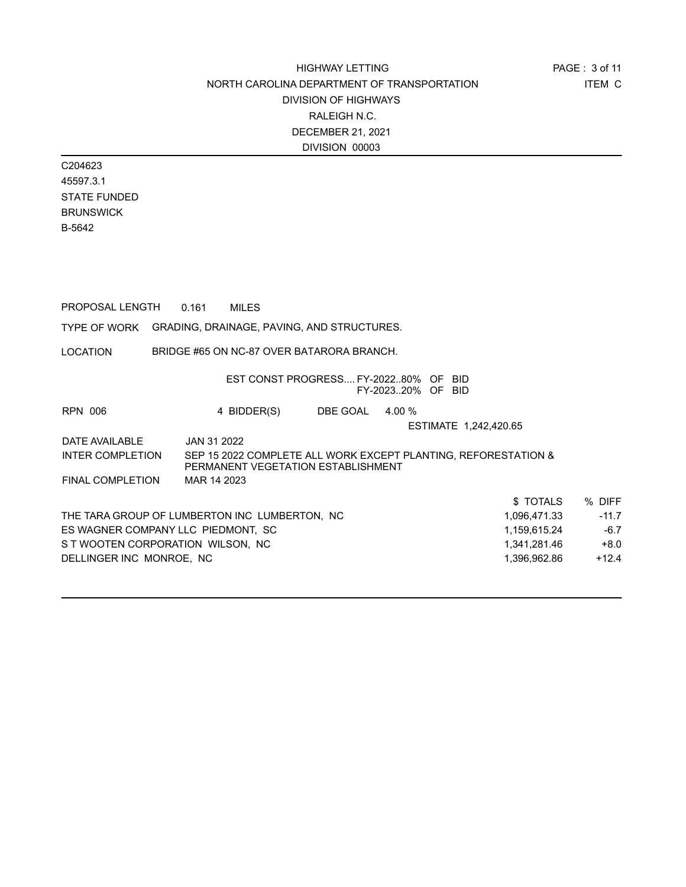HIGHWAY LETTING
NORTH CAROLINA DEPARTMENT OF TRANSPORTATION
DIVISION OF HIGHWAYS
RALEIGH N.C.
DECEMBER 21, 2021
DIVISION 00003

ITEM C

C204623
45597.3.1
STATE FUNDED
BRUNSWICK
B-5642

PROPOSAL LENGTH 0.161 MILES

TYPE OF WORK GRADING, DRAINAGE, PAVING, AND STRUCTURES.

LOCATION BRIDGE #65 ON NC-87 OVER BATARORA BRANCH.

EST CONST PROGRESS.... FY-2022..80% OF BID
FY-2023..20% OF BID

RPN 006 4 BIDDER(S) DBE GOAL 4.00 %

ESTIMATE 1,242,420.65

DATE AVAILABLE JAN 31 2022

INTER COMPLETION SEP 15 2022 COMPLETE ALL WORK EXCEPT PLANTING, REFORESTATION & PERMANENT VEGETATION ESTABLISHMENT

FINAL COMPLETION MAR 14 2023

| | $ TOTALS | % DIFF |
|---|---|---|
| THE TARA GROUP OF LUMBERTON INC LUMBERTON, NC | 1,096,471.33 | -11.7 |
| ES WAGNER COMPANY LLC PIEDMONT, SC | 1,159,615.24 | -6.7 |
| S T WOOTEN CORPORATION WILSON, NC | 1,341,281.46 | +8.0 |
| DELLINGER INC MONROE, NC | 1,396,962.86 | +12.4 |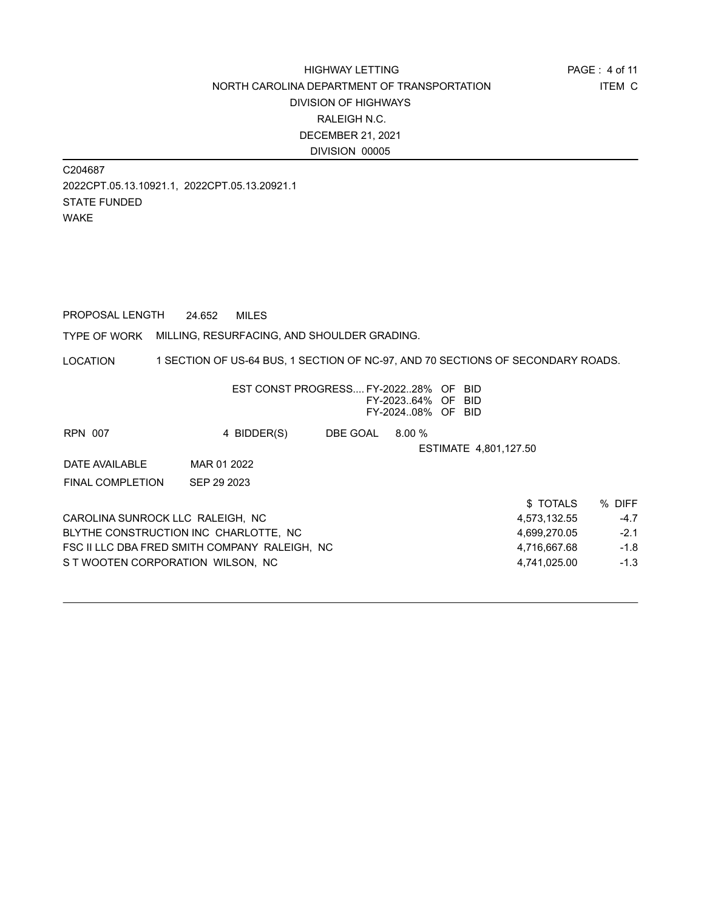HIGHWAY LETTING
NORTH CAROLINA DEPARTMENT OF TRANSPORTATION
DIVISION OF HIGHWAYS
RALEIGH N.C.
DECEMBER 21, 2021
DIVISION 00005

ITEM C

C204687
2022CPT.05.13.10921.1, 2022CPT.05.13.20921.1
STATE FUNDED
WAKE

PROPOSAL LENGTH 24.652 MILES

TYPE OF WORK MILLING, RESURFACING, AND SHOULDER GRADING.

LOCATION 1 SECTION OF US-64 BUS, 1 SECTION OF NC-97, AND 70 SECTIONS OF SECONDARY ROADS.

EST CONST PROGRESS.... FY-2022..28% OF BID
FY-2023..64% OF BID
FY-2024..08% OF BID

RPN 007 4 BIDDER(S) DBE GOAL 8.00 %

ESTIMATE 4,801,127.50

DATE AVAILABLE MAR 01 2022

FINAL COMPLETION SEP 29 2023

| | $ TOTALS | % DIFF |
|---|---|---|
| CAROLINA SUNROCK LLC RALEIGH, NC | 4,573,132.55 | -4.7 |
| BLYTHE CONSTRUCTION INC CHARLOTTE, NC | 4,699,270.05 | -2.1 |
| FSC II LLC DBA FRED SMITH COMPANY RALEIGH, NC | 4,716,667.68 | -1.8 |
| S T WOOTEN CORPORATION WILSON, NC | 4,741,025.00 | -1.3 |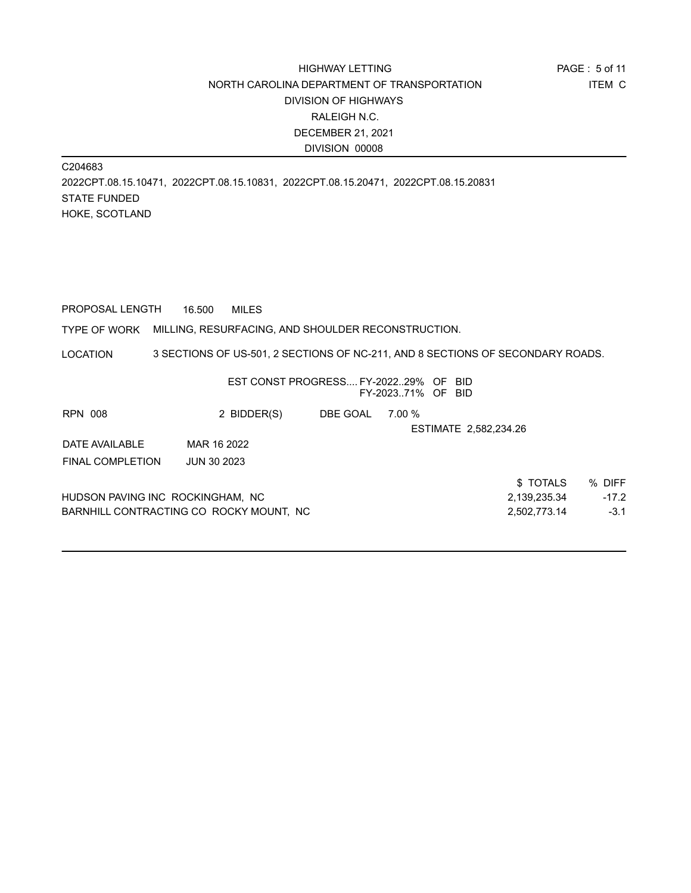HIGHWAY LETTING
NORTH CAROLINA DEPARTMENT OF TRANSPORTATION
DIVISION OF HIGHWAYS
RALEIGH N.C.
DECEMBER 21, 2021
DIVISION 00008

ITEM C

C204683
2022CPT.08.15.10471, 2022CPT.08.15.10831, 2022CPT.08.15.20471, 2022CPT.08.15.20831
STATE FUNDED
HOKE, SCOTLAND

PROPOSAL LENGTH 16.500 MILES

TYPE OF WORK MILLING, RESURFACING, AND SHOULDER RECONSTRUCTION.

LOCATION 3 SECTIONS OF US-501, 2 SECTIONS OF NC-211, AND 8 SECTIONS OF SECONDARY ROADS.

EST CONST PROGRESS.... FY-2022..29% OF BID
FY-2023..71% OF BID

RPN 008 2 BIDDER(S) DBE GOAL 7.00 %

ESTIMATE 2,582,234.26

DATE AVAILABLE MAR 16 2022

FINAL COMPLETION JUN 30 2023

| | $ TOTALS | % DIFF |
|---|---|---|
| HUDSON PAVING INC ROCKINGHAM, NC | 2,139,235.34 | -17.2 |
| BARNHILL CONTRACTING CO ROCKY MOUNT, NC | 2,502,773.14 | -3.1 |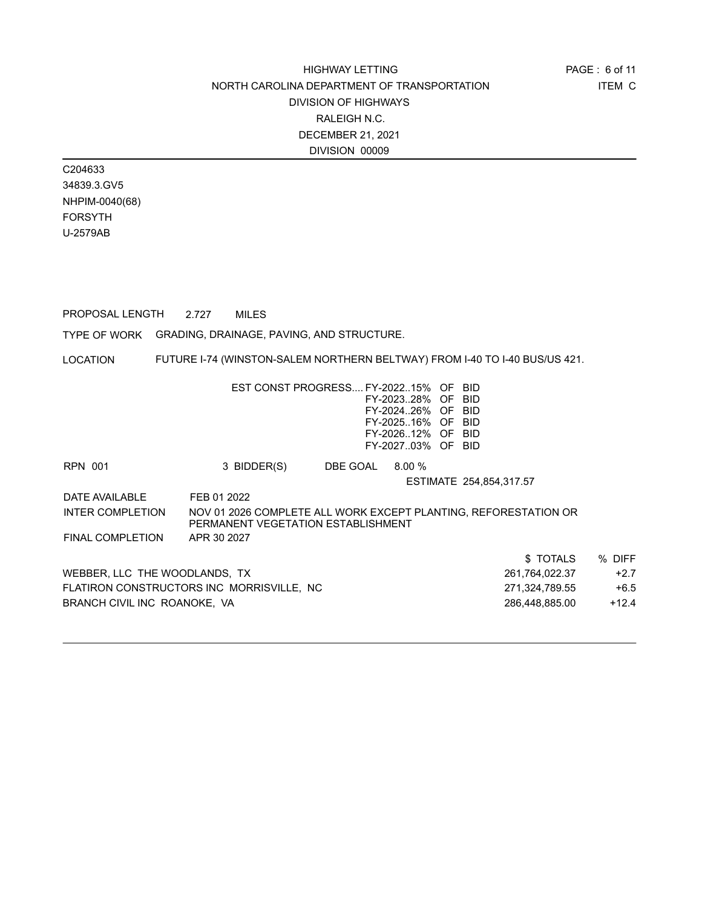HIGHWAY LETTING
NORTH CAROLINA DEPARTMENT OF TRANSPORTATION
DIVISION OF HIGHWAYS
RALEIGH N.C.
DECEMBER 21, 2021
DIVISION 00009

ITEM C

C204633
34839.3.GV5
NHPIM-0040(68)
FORSYTH
U-2579AB

PROPOSAL LENGTH 2.727 MILES

TYPE OF WORK GRADING, DRAINAGE, PAVING, AND STRUCTURE.

LOCATION FUTURE I-74 (WINSTON-SALEM NORTHERN BELTWAY) FROM I-40 TO I-40 BUS/US 421.

EST CONST PROGRESS.... FY-2022..15% OF BID
FY-2023..28% OF BID
FY-2024..26% OF BID
FY-2025..16% OF BID
FY-2026..12% OF BID
FY-2027..03% OF BID

RPN 001 3 BIDDER(S) DBE GOAL 8.00 %

ESTIMATE 254,854,317.57

DATE AVAILABLE FEB 01 2022

INTER COMPLETION NOV 01 2026 COMPLETE ALL WORK EXCEPT PLANTING, REFORESTATION OR PERMANENT VEGETATION ESTABLISHMENT

FINAL COMPLETION APR 30 2027

| | $ TOTALS | % DIFF |
|---|---|---|
| WEBBER, LLC THE WOODLANDS, TX | 261,764,022.37 | +2.7 |
| FLATIRON CONSTRUCTORS INC MORRISVILLE, NC | 271,324,789.55 | +6.5 |
| BRANCH CIVIL INC ROANOKE, VA | 286,448,885.00 | +12.4 |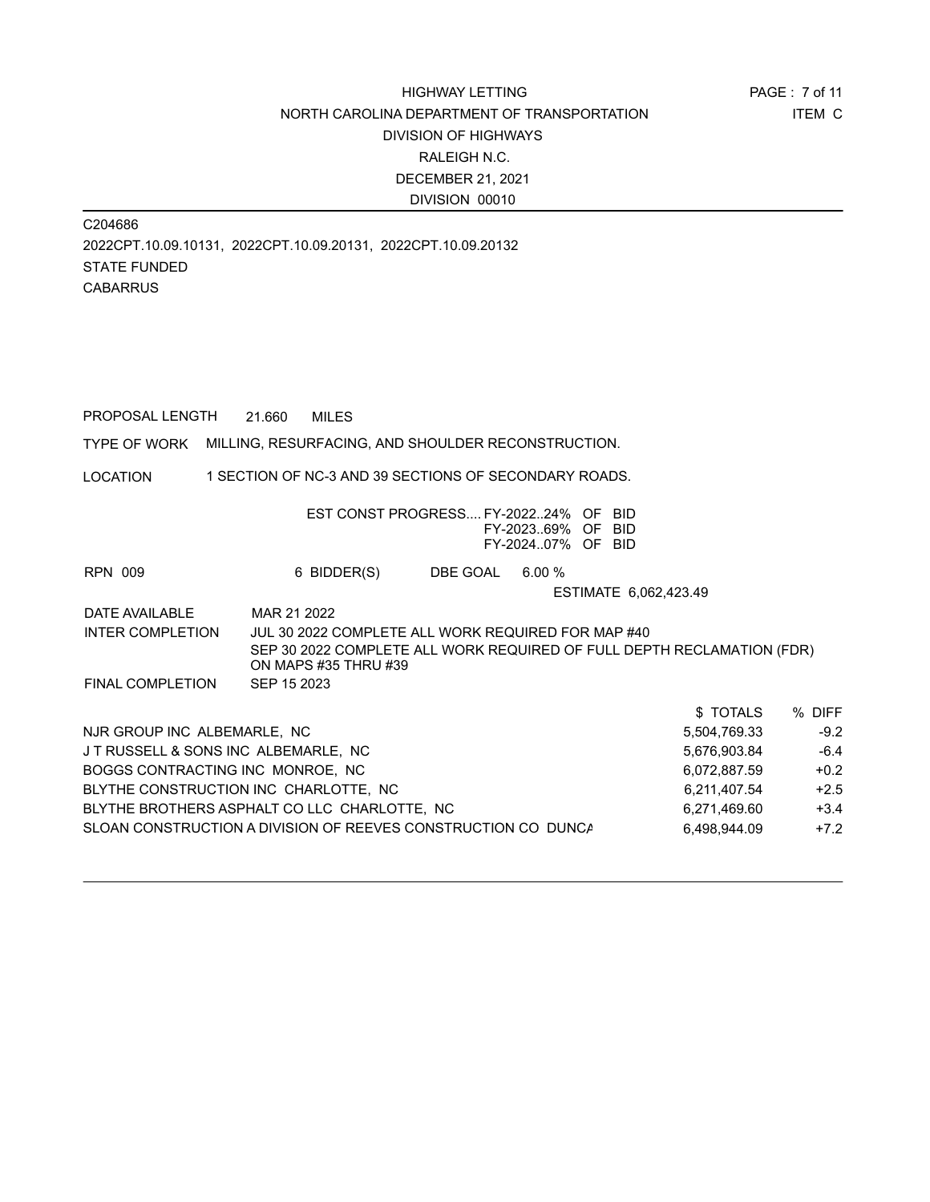HIGHWAY LETTING
NORTH CAROLINA DEPARTMENT OF TRANSPORTATION
DIVISION OF HIGHWAYS
RALEIGH N.C.
DECEMBER 21, 2021
DIVISION 00010

ITEM C

C204686
2022CPT.10.09.10131, 2022CPT.10.09.20131, 2022CPT.10.09.20132
STATE FUNDED
CABARRUS

PROPOSAL LENGTH 21.660 MILES

TYPE OF WORK MILLING, RESURFACING, AND SHOULDER RECONSTRUCTION.

LOCATION 1 SECTION OF NC-3 AND 39 SECTIONS OF SECONDARY ROADS.

EST CONST PROGRESS.... FY-2022..24% OF BID
FY-2023..69% OF BID
FY-2024..07% OF BID

RPN 009 6 BIDDER(S) DBE GOAL 6.00 %

ESTIMATE 6,062,423.49

DATE AVAILABLE MAR 21 2022

INTER COMPLETION JUL 30 2022 COMPLETE ALL WORK REQUIRED FOR MAP #40
SEP 30 2022 COMPLETE ALL WORK REQUIRED OF FULL DEPTH RECLAMATION (FDR) ON MAPS #35 THRU #39

FINAL COMPLETION SEP 15 2023

| | $ TOTALS | % DIFF |
|---|---|---|
| NJR GROUP INC ALBEMARLE, NC | 5,504,769.33 | -9.2 |
| J T RUSSELL & SONS INC ALBEMARLE, NC | 5,676,903.84 | -6.4 |
| BOGGS CONTRACTING INC MONROE, NC | 6,072,887.59 | +0.2 |
| BLYTHE CONSTRUCTION INC CHARLOTTE, NC | 6,211,407.54 | +2.5 |
| BLYTHE BROTHERS ASPHALT CO LLC CHARLOTTE, NC | 6,271,469.60 | +3.4 |
| SLOAN CONSTRUCTION A DIVISION OF REEVES CONSTRUCTION CO DUNCA | 6,498,944.09 | +7.2 |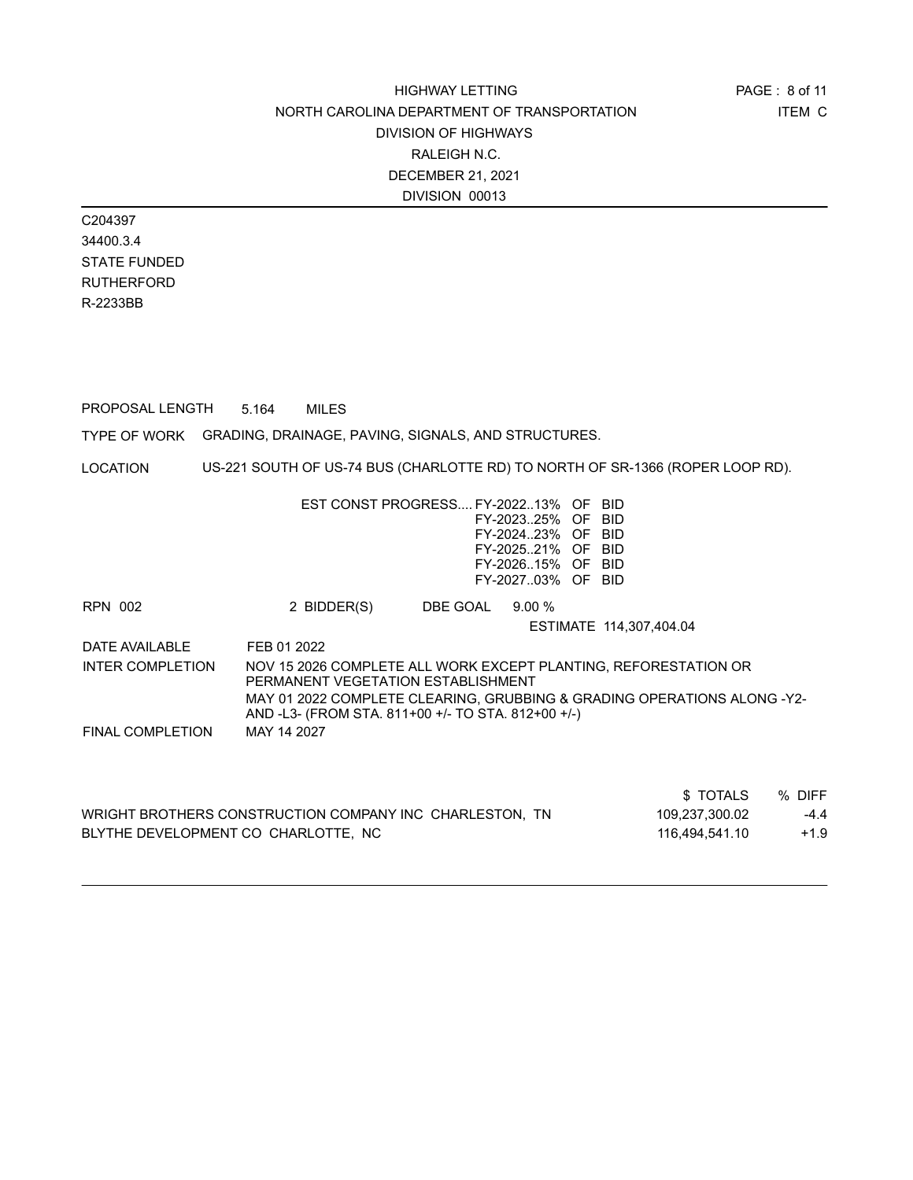HIGHWAY LETTING
NORTH CAROLINA DEPARTMENT OF TRANSPORTATION
DIVISION OF HIGHWAYS
RALEIGH N.C.
DECEMBER 21, 2021
DIVISION 00013

ITEM C

C204397
34400.3.4
STATE FUNDED
RUTHERFORD
R-2233BB

PROPOSAL LENGTH 5.164 MILES

TYPE OF WORK GRADING, DRAINAGE, PAVING, SIGNALS, AND STRUCTURES.

LOCATION US-221 SOUTH OF US-74 BUS (CHARLOTTE RD) TO NORTH OF SR-1366 (ROPER LOOP RD).

EST CONST PROGRESS.... FY-2022..13% OF BID
FY-2023..25% OF BID
FY-2024..23% OF BID
FY-2025..21% OF BID
FY-2026..15% OF BID
FY-2027..03% OF BID

RPN 002 2 BIDDER(S) DBE GOAL 9.00 %

ESTIMATE 114,307,404.04

DATE AVAILABLE FEB 01 2022

INTER COMPLETION NOV 15 2026 COMPLETE ALL WORK EXCEPT PLANTING, REFORESTATION OR PERMANENT VEGETATION ESTABLISHMENT
MAY 01 2022 COMPLETE CLEARING, GRUBBING & GRADING OPERATIONS ALONG -Y2- AND -L3- (FROM STA. 811+00 +/- TO STA. 812+00 +/-)

FINAL COMPLETION MAY 14 2027

| | $ TOTALS | % DIFF |
|---|---|---|
| WRIGHT BROTHERS CONSTRUCTION COMPANY INC CHARLESTON, TN | 109,237,300.02 | -4.4 |
| BLYTHE DEVELOPMENT CO CHARLOTTE, NC | 116,494,541.10 | +1.9 |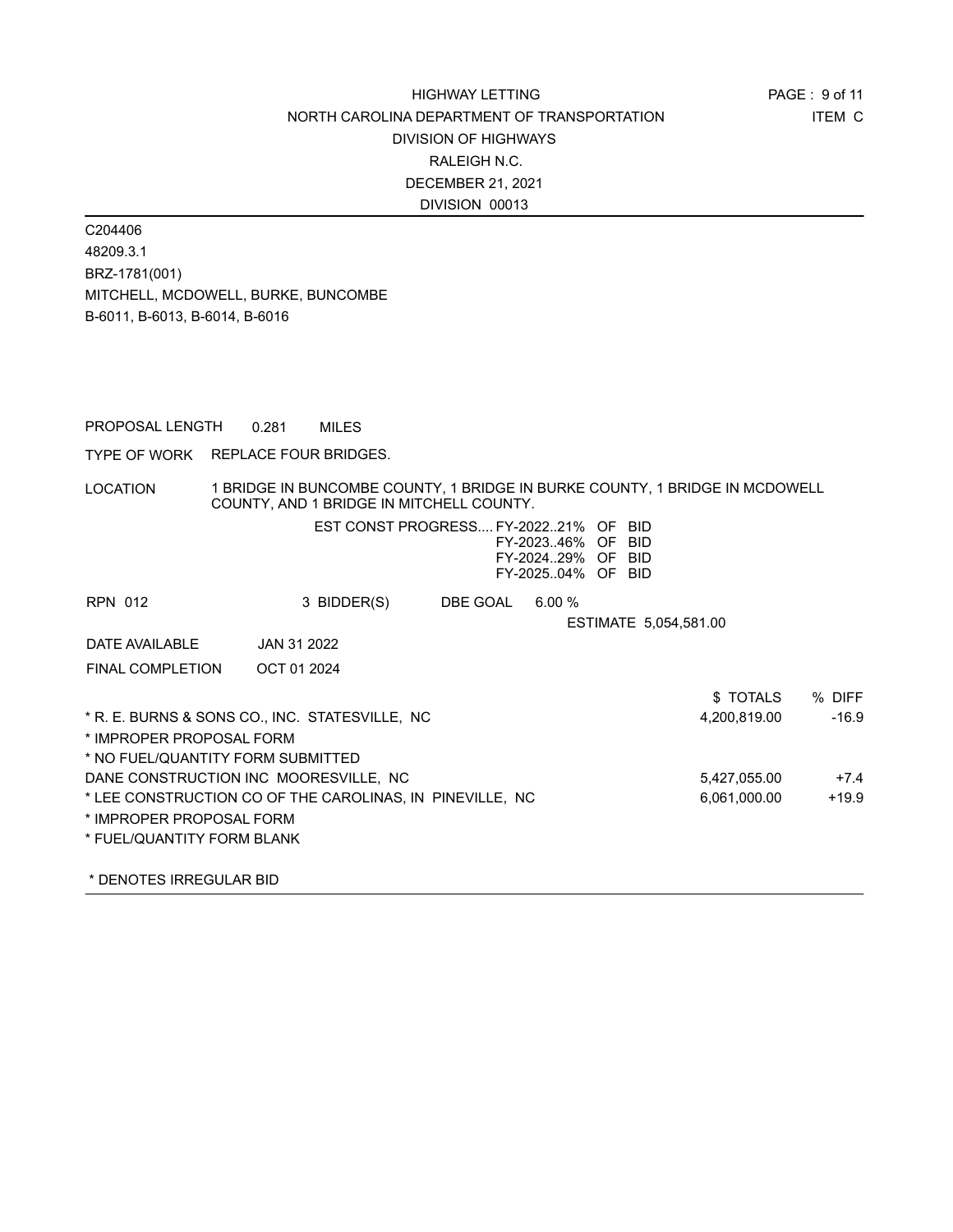HIGHWAY LETTING
NORTH CAROLINA DEPARTMENT OF TRANSPORTATION
DIVISION OF HIGHWAYS
RALEIGH N.C.
DECEMBER 21, 2021
DIVISION 00013

ITEM C

C204406
48209.3.1
BRZ-1781(001)
MITCHELL, MCDOWELL, BURKE, BUNCOMBE
B-6011, B-6013, B-6014, B-6016

PROPOSAL LENGTH 0.281 MILES

TYPE OF WORK REPLACE FOUR BRIDGES.

LOCATION 1 BRIDGE IN BUNCOMBE COUNTY, 1 BRIDGE IN BURKE COUNTY, 1 BRIDGE IN MCDOWELL COUNTY, AND 1 BRIDGE IN MITCHELL COUNTY.

EST CONST PROGRESS.... FY-2022..21% OF BID
FY-2023..46% OF BID
FY-2024..29% OF BID
FY-2025..04% OF BID

RPN 012 3 BIDDER(S) DBE GOAL 6.00 %

ESTIMATE 5,054,581.00

DATE AVAILABLE JAN 31 2022

FINAL COMPLETION OCT 01 2024

| | $ TOTALS | % DIFF |
|---|---|---|
| * R. E. BURNS & SONS CO., INC. STATESVILLE, NC | 4,200,819.00 | -16.9 |
| * IMPROPER PROPOSAL FORM | | |
| * NO FUEL/QUANTITY FORM SUBMITTED | | |
| DANE CONSTRUCTION INC MOORESVILLE, NC | 5,427,055.00 | +7.4 |
| * LEE CONSTRUCTION CO OF THE CAROLINAS, IN PINEVILLE, NC | 6,061,000.00 | +19.9 |
| * IMPROPER PROPOSAL FORM | | |
| * FUEL/QUANTITY FORM BLANK | | |

* DENOTES IRREGULAR BID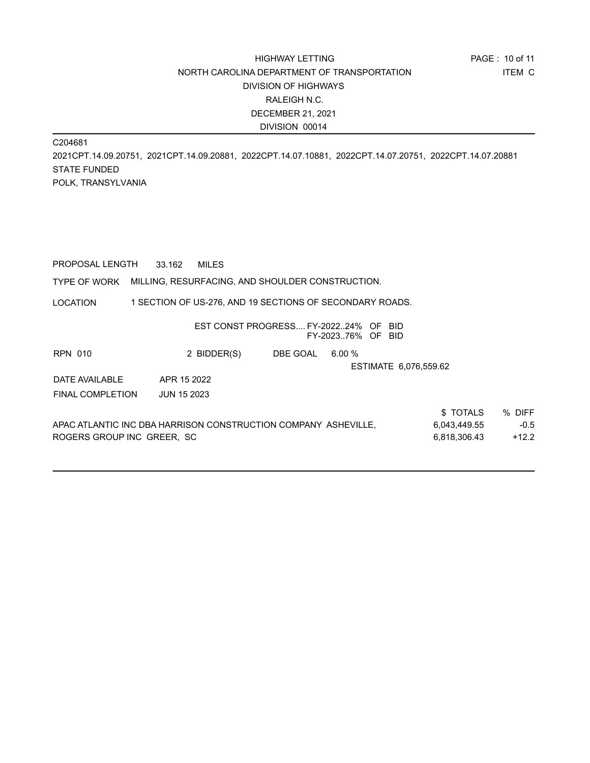HIGHWAY LETTING
NORTH CAROLINA DEPARTMENT OF TRANSPORTATION
DIVISION OF HIGHWAYS
RALEIGH N.C.
DECEMBER 21, 2021
DIVISION 00014

ITEM C

C204681
2021CPT.14.09.20751, 2021CPT.14.09.20881, 2022CPT.14.07.10881, 2022CPT.14.07.20751, 2022CPT.14.07.20881
STATE FUNDED
POLK, TRANSYLVANIA

PROPOSAL LENGTH 33.162 MILES

TYPE OF WORK MILLING, RESURFACING, AND SHOULDER CONSTRUCTION.

LOCATION 1 SECTION OF US-276, AND 19 SECTIONS OF SECONDARY ROADS.

EST CONST PROGRESS.... FY-2022..24% OF BID
FY-2023..76% OF BID

RPN 010 2 BIDDER(S) DBE GOAL 6.00 %

ESTIMATE 6,076,559.62

DATE AVAILABLE APR 15 2022

FINAL COMPLETION JUN 15 2023

| | $ TOTALS | % DIFF |
|---|---|---|
| APAC ATLANTIC INC DBA HARRISON CONSTRUCTION COMPANY ASHEVILLE, | 6,043,449.55 | -0.5 |
| ROGERS GROUP INC GREER, SC | 6,818,306.43 | +12.2 |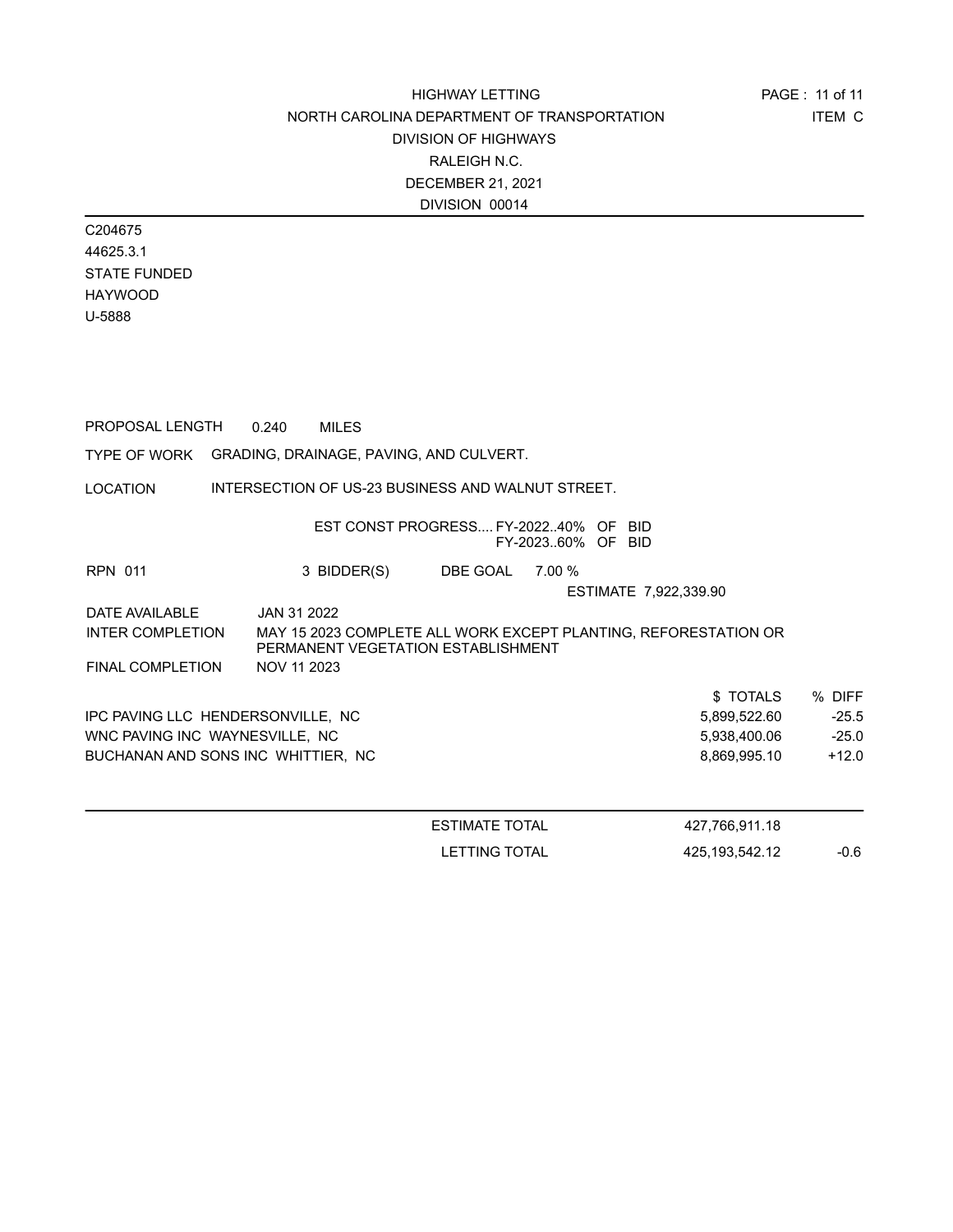HIGHWAY LETTING
NORTH CAROLINA DEPARTMENT OF TRANSPORTATION
DIVISION OF HIGHWAYS
RALEIGH N.C.
DECEMBER 21, 2021
DIVISION 00014

ITEM C

C204675
44625.3.1
STATE FUNDED
HAYWOOD
U-5888

PROPOSAL LENGTH 0.240 MILES

TYPE OF WORK GRADING, DRAINAGE, PAVING, AND CULVERT.

LOCATION INTERSECTION OF US-23 BUSINESS AND WALNUT STREET.

EST CONST PROGRESS.... FY-2022..40% OF BID
FY-2023..60% OF BID

RPN 011 3 BIDDER(S) DBE GOAL 7.00 %

ESTIMATE 7,922,339.90

DATE AVAILABLE JAN 31 2022

INTER COMPLETION MAY 15 2023 COMPLETE ALL WORK EXCEPT PLANTING, REFORESTATION OR PERMANENT VEGETATION ESTABLISHMENT

FINAL COMPLETION NOV 11 2023

| | $ TOTALS | % DIFF |
|---|---|---|
| IPC PAVING LLC HENDERSONVILLE, NC | 5,899,522.60 | -25.5 |
| WNC PAVING INC WAYNESVILLE, NC | 5,938,400.06 | -25.0 |
| BUCHANAN AND SONS INC WHITTIER, NC | 8,869,995.10 | +12.0 |

| | | |
|---|---|---|
| ESTIMATE TOTAL | 427,766,911.18 | |
| LETTING TOTAL | 425,193,542.12 | -0.6 |